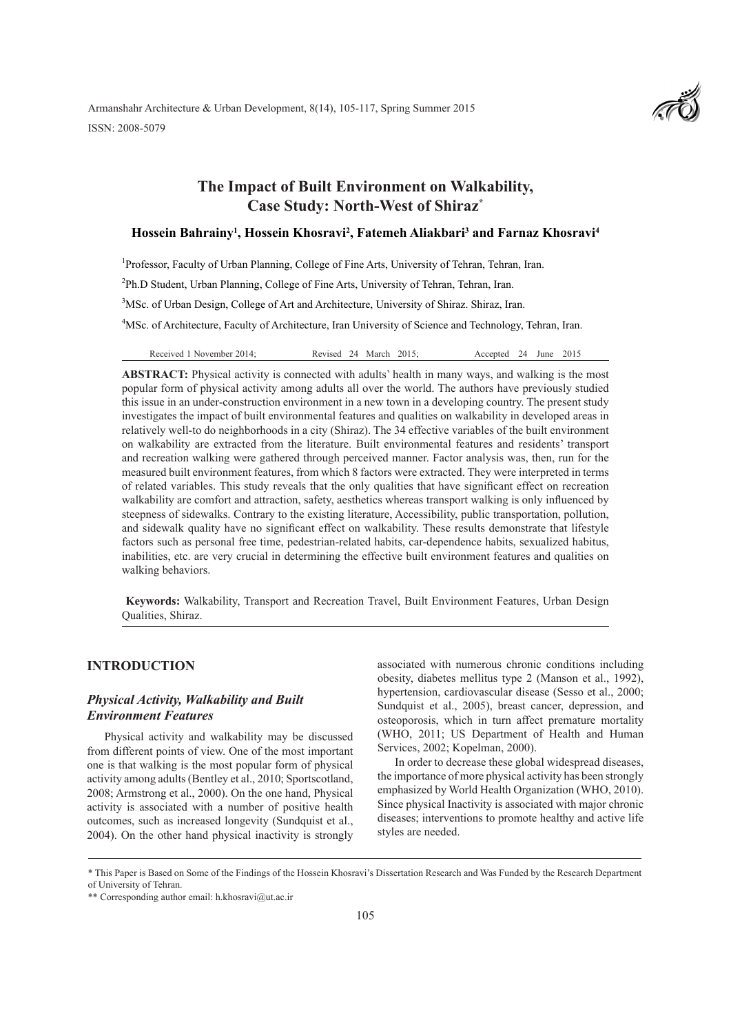# The Impact of Built Environment on Walkability, Case Study: North-West of Shiraz*

**Hossein Bahrainy[1], Hossein Khosravi[2], Fatemeh Aliakbari[3] and Farnaz Khosravi[4]**

[1]Professor, Faculty of Urban Planning, College of Fine Arts, University of Tehran, Tehran, Iran.

[2]Ph.D Student, Urban Planning, College of Fine Arts, University of Tehran, Tehran, Iran.

[3]MSc. of Urban Design, College of Art and Architecture, University of Shiraz. Shiraz, Iran.

[4]MSc. of Architecture, Faculty of Architecture, Iran University of Science and Technology, Tehran, Iran.

Received 1 November 2014; Revised 24 March 2015; Accepted 24 June 2015

**ABSTRACT:** Physical activity is connected with adults' health in many ways, and walking is the most popular form of physical activity among adults all over the world. The authors have previously studied this issue in an under-construction environment in a new town in a developing country. The present study investigates the impact of built environmental features and qualities on walkability in developed areas in relatively well-to do neighborhoods in a city (Shiraz). The 34 effective variables of the built environment on walkability are extracted from the literature. Built environmental features and residents' transport and recreation walking were gathered through perceived manner. Factor analysis was, then, run for the measured built environment features, from which 8 factors were extracted. They were interpreted in terms of related variables. This study reveals that the only qualities that have significant effect on recreation walkability are comfort and attraction, safety, aesthetics whereas transport walking is only influenced by steepness of sidewalks. Contrary to the existing literature, Accessibility, public transportation, pollution, and sidewalk quality have no significant effect on walkability. These results demonstrate that lifestyle factors such as personal free time, pedestrian-related habits, car-dependence habits, sexualized habitus, inabilities, etc. are very crucial in determining the effective built environment features and qualities on walking behaviors.

**Keywords:** Walkability, Transport and Recreation Travel, Built Environment Features, Urban Design Qualities, Shiraz.

## INTRODUCTION

### *Physical Activity, Walkability and Built Environment Features*

Physical activity and walkability may be discussed from different points of view. One of the most important one is that walking is the most popular form of physical activity among adults (Bentley et al., 2010; Sportscotland, 2008; Armstrong et al., 2000). On the one hand, Physical activity is associated with a number of positive health outcomes, such as increased longevity (Sundquist et al., 2004). On the other hand physical inactivity is strongly associated with numerous chronic conditions including obesity, diabetes mellitus type 2 (Manson et al., 1992), hypertension, cardiovascular disease (Sesso et al., 2000; Sundquist et al., 2005), breast cancer, depression, and osteoporosis, which in turn affect premature mortality (WHO, 2011; US Department of Health and Human Services, 2002; Kopelman, 2000).

In order to decrease these global widespread diseases, the importance of more physical activity has been strongly emphasized by World Health Organization (WHO, 2010). Since physical Inactivity is associated with major chronic diseases; interventions to promote healthy and active life styles are needed.

\* This Paper is Based on Some of the Findings of the Hossein Khosravi's Dissertation Research and Was Funded by the Research Department of University of Tehran.

\*\* Corresponding author email: h.khosravi@ut.ac.ir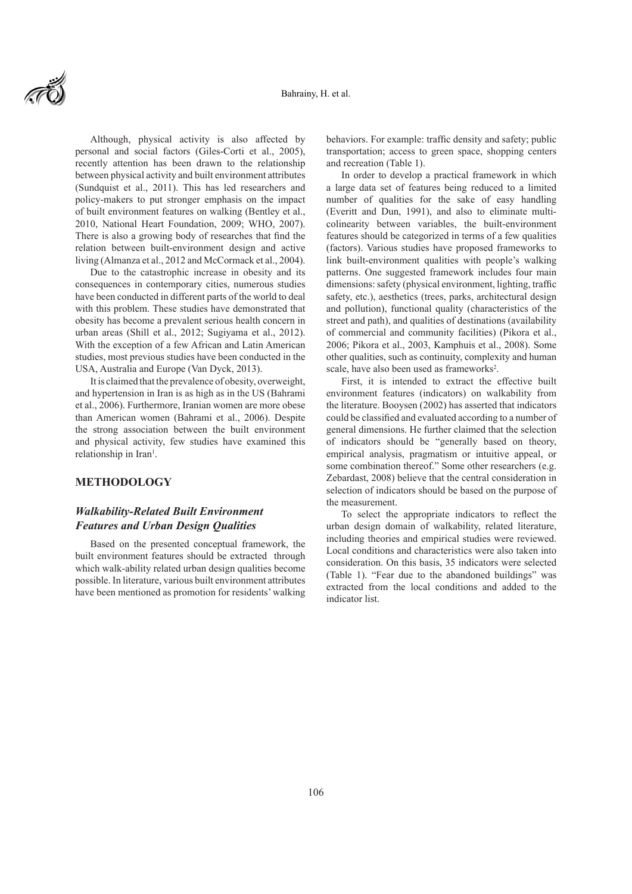Although, physical activity is also affected by personal and social factors (Giles-Corti et al., 2005), recently attention has been drawn to the relationship between physical activity and built environment attributes (Sundquist et al., 2011). This has led researchers and policy-makers to put stronger emphasis on the impact of built environment features on walking (Bentley et al., 2010, National Heart Foundation, 2009; WHO, 2007). There is also a growing body of researches that find the relation between built-environment design and active living (Almanza et al., 2012 and McCormack et al., 2004).

Due to the catastrophic increase in obesity and its consequences in contemporary cities, numerous studies have been conducted in different parts of the world to deal with this problem. These studies have demonstrated that obesity has become a prevalent serious health concern in urban areas (Shill et al., 2012; Sugiyama et al., 2012). With the exception of a few African and Latin American studies, most previous studies have been conducted in the USA, Australia and Europe (Van Dyck, 2013).

It is claimed that the prevalence of obesity, overweight, and hypertension in Iran is as high as in the US (Bahrami et al., 2006). Furthermore, Iranian women are more obese than American women (Bahrami et al., 2006). Despite the strong association between the built environment and physical activity, few studies have examined this relationship in Iran[1].

## METHODOLOGY

### *Walkability-Related Built Environment Features and Urban Design Qualities*

Based on the presented conceptual framework, the built environment features should be extracted through which walk-ability related urban design qualities become possible. In literature, various built environment attributes have been mentioned as promotion for residents' walking behaviors. For example: traffic density and safety; public transportation; access to green space, shopping centers and recreation (Table 1).

In order to develop a practical framework in which a large data set of features being reduced to a limited number of qualities for the sake of easy handling (Everitt and Dun, 1991), and also to eliminate multi-colinearity between variables, the built-environment features should be categorized in terms of a few qualities (factors). Various studies have proposed frameworks to link built-environment qualities with people's walking patterns. One suggested framework includes four main dimensions: safety (physical environment, lighting, traffic safety, etc.), aesthetics (trees, parks, architectural design and pollution), functional quality (characteristics of the street and path), and qualities of destinations (availability of commercial and community facilities) (Pikora et al., 2006; Pikora et al., 2003, Kamphuis et al., 2008). Some other qualities, such as continuity, complexity and human scale, have also been used as frameworks[2].

First, it is intended to extract the effective built environment features (indicators) on walkability from the literature. Booysen (2002) has asserted that indicators could be classified and evaluated according to a number of general dimensions. He further claimed that the selection of indicators should be "generally based on theory, empirical analysis, pragmatism or intuitive appeal, or some combination thereof." Some other researchers (e.g. Zebardast, 2008) believe that the central consideration in selection of indicators should be based on the purpose of the measurement.

To select the appropriate indicators to reflect the urban design domain of walkability, related literature, including theories and empirical studies were reviewed. Local conditions and characteristics were also taken into consideration. On this basis, 35 indicators were selected (Table 1). "Fear due to the abandoned buildings" was extracted from the local conditions and added to the indicator list.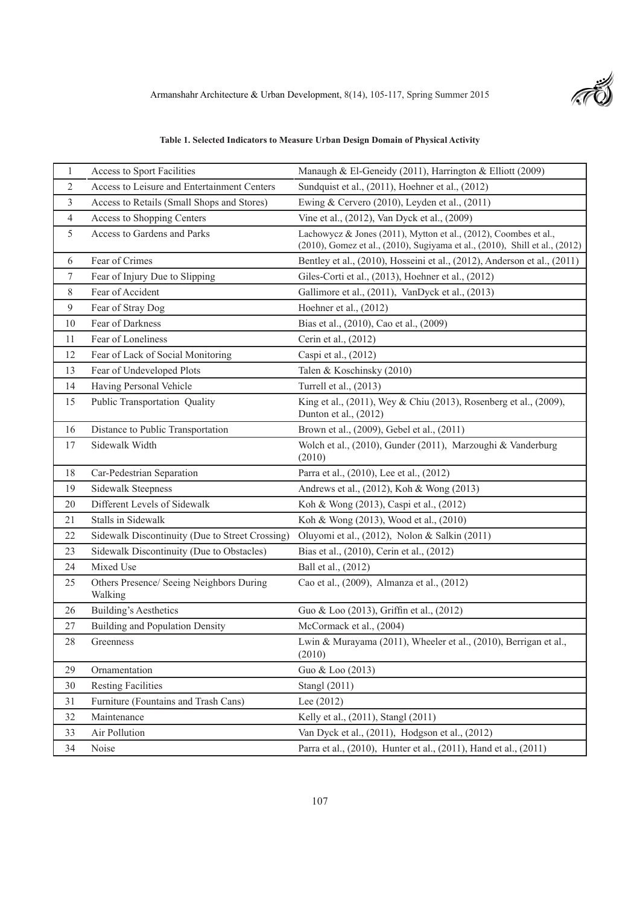**Table 1. Selected Indicators to Measure Urban Design Domain of Physical Activity**

| | | |
|---|---|---|
| 1 | Access to Sport Facilities | Manaugh & El-Geneidy (2011), Harrington & Elliott (2009) |
| 2 | Access to Leisure and Entertainment Centers | Sundquist et al., (2011), Hoehner et al., (2012) |
| 3 | Access to Retails (Small Shops and Stores) | Ewing & Cervero (2010), Leyden et al., (2011) |
| 4 | Access to Shopping Centers | Vine et al., (2012), Van Dyck et al., (2009) |
| 5 | Access to Gardens and Parks | Lachowycz & Jones (2011), Mytton et al., (2012), Coombes et al., (2010), Gomez et al., (2010), Sugiyama et al., (2010), Shill et al., (2012) |
| 6 | Fear of Crimes | Bentley et al., (2010), Hosseini et al., (2012), Anderson et al., (2011) |
| 7 | Fear of Injury Due to Slipping | Giles-Corti et al., (2013), Hoehner et al., (2012) |
| 8 | Fear of Accident | Gallimore et al., (2011), VanDyck et al., (2013) |
| 9 | Fear of Stray Dog | Hoehner et al., (2012) |
| 10 | Fear of Darkness | Bias et al., (2010), Cao et al., (2009) |
| 11 | Fear of Loneliness | Cerin et al., (2012) |
| 12 | Fear of Lack of Social Monitoring | Caspi et al., (2012) |
| 13 | Fear of Undeveloped Plots | Talen & Koschinsky (2010) |
| 14 | Having Personal Vehicle | Turrell et al., (2013) |
| 15 | Public Transportation Quality | King et al., (2011), Wey & Chiu (2013), Rosenberg et al., (2009), Dunton et al., (2012) |
| 16 | Distance to Public Transportation | Brown et al., (2009), Gebel et al., (2011) |
| 17 | Sidewalk Width | Wolch et al., (2010), Gunder (2011), Marzoughi & Vanderburg (2010) |
| 18 | Car-Pedestrian Separation | Parra et al., (2010), Lee et al., (2012) |
| 19 | Sidewalk Steepness | Andrews et al., (2012), Koh & Wong (2013) |
| 20 | Different Levels of Sidewalk | Koh & Wong (2013), Caspi et al., (2012) |
| 21 | Stalls in Sidewalk | Koh & Wong (2013), Wood et al., (2010) |
| 22 | Sidewalk Discontinuity (Due to Street Crossing) | Oluyomi et al., (2012), Nolon & Salkin (2011) |
| 23 | Sidewalk Discontinuity (Due to Obstacles) | Bias et al., (2010), Cerin et al., (2012) |
| 24 | Mixed Use | Ball et al., (2012) |
| 25 | Others Presence/ Seeing Neighbors During Walking | Cao et al., (2009), Almanza et al., (2012) |
| 26 | Building's Aesthetics | Guo & Loo (2013), Griffin et al., (2012) |
| 27 | Building and Population Density | McCormack et al., (2004) |
| 28 | Greenness | Lwin & Murayama (2011), Wheeler et al., (2010), Berrigan et al., (2010) |
| 29 | Ornamentation | Guo & Loo (2013) |
| 30 | Resting Facilities | Stangl (2011) |
| 31 | Furniture (Fountains and Trash Cans) | Lee (2012) |
| 32 | Maintenance | Kelly et al., (2011), Stangl (2011) |
| 33 | Air Pollution | Van Dyck et al., (2011), Hodgson et al., (2012) |
| 34 | Noise | Parra et al., (2010), Hunter et al., (2011), Hand et al., (2011) |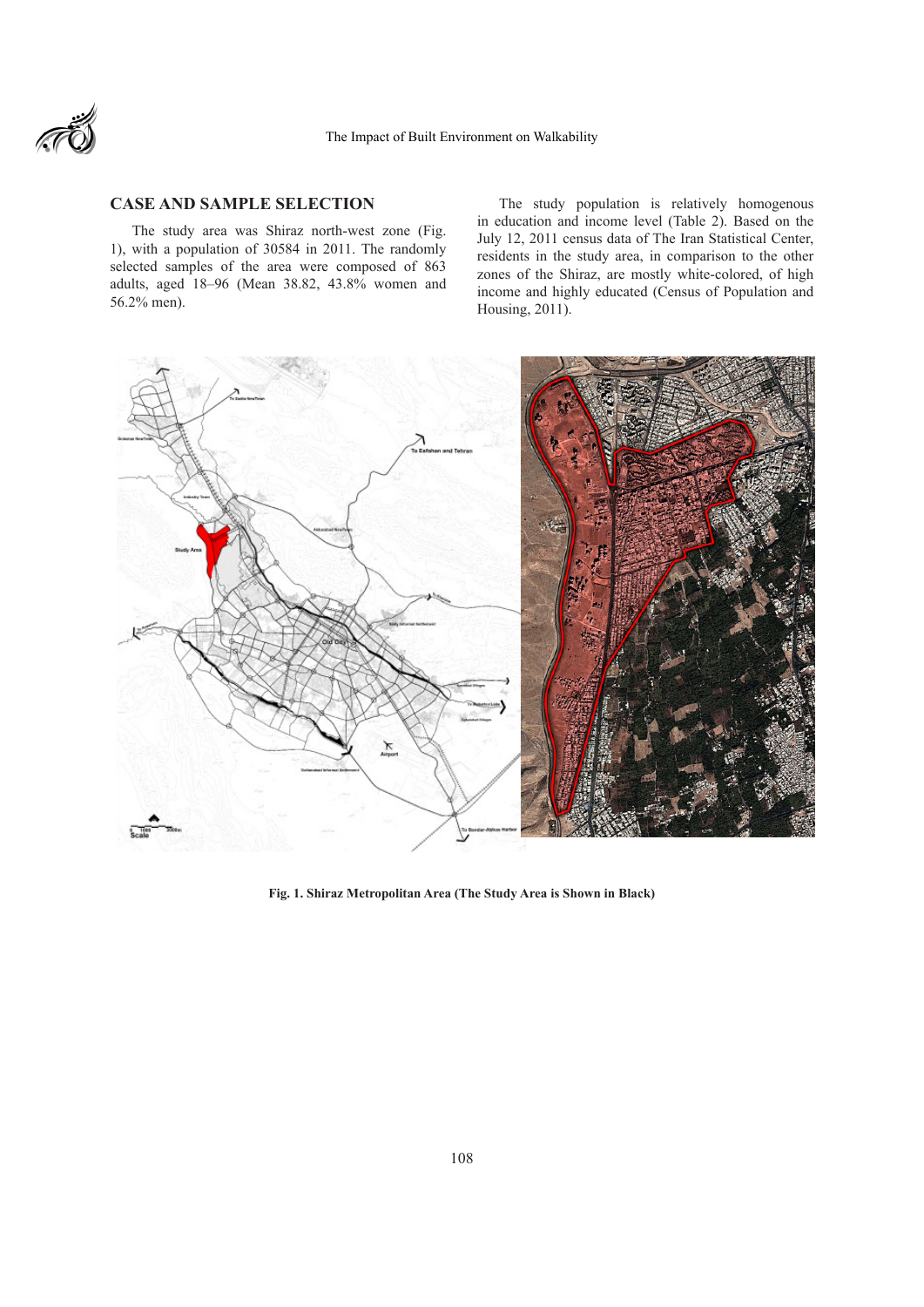## CASE AND SAMPLE SELECTION

The study area was Shiraz north-west zone (Fig. 1), with a population of 30584 in 2011. The randomly selected samples of the area were composed of 863 adults, aged 18–96 (Mean 38.82, 43.8% women and 56.2% men).

The study population is relatively homogenous in education and income level (Table 2). Based on the July 12, 2011 census data of The Iran Statistical Center, residents in the study area, in comparison to the other zones of the Shiraz, are mostly white-colored, of high income and highly educated (Census of Population and Housing, 2011).

**Fig. 1. Shiraz Metropolitan Area (The Study Area is Shown in Black)**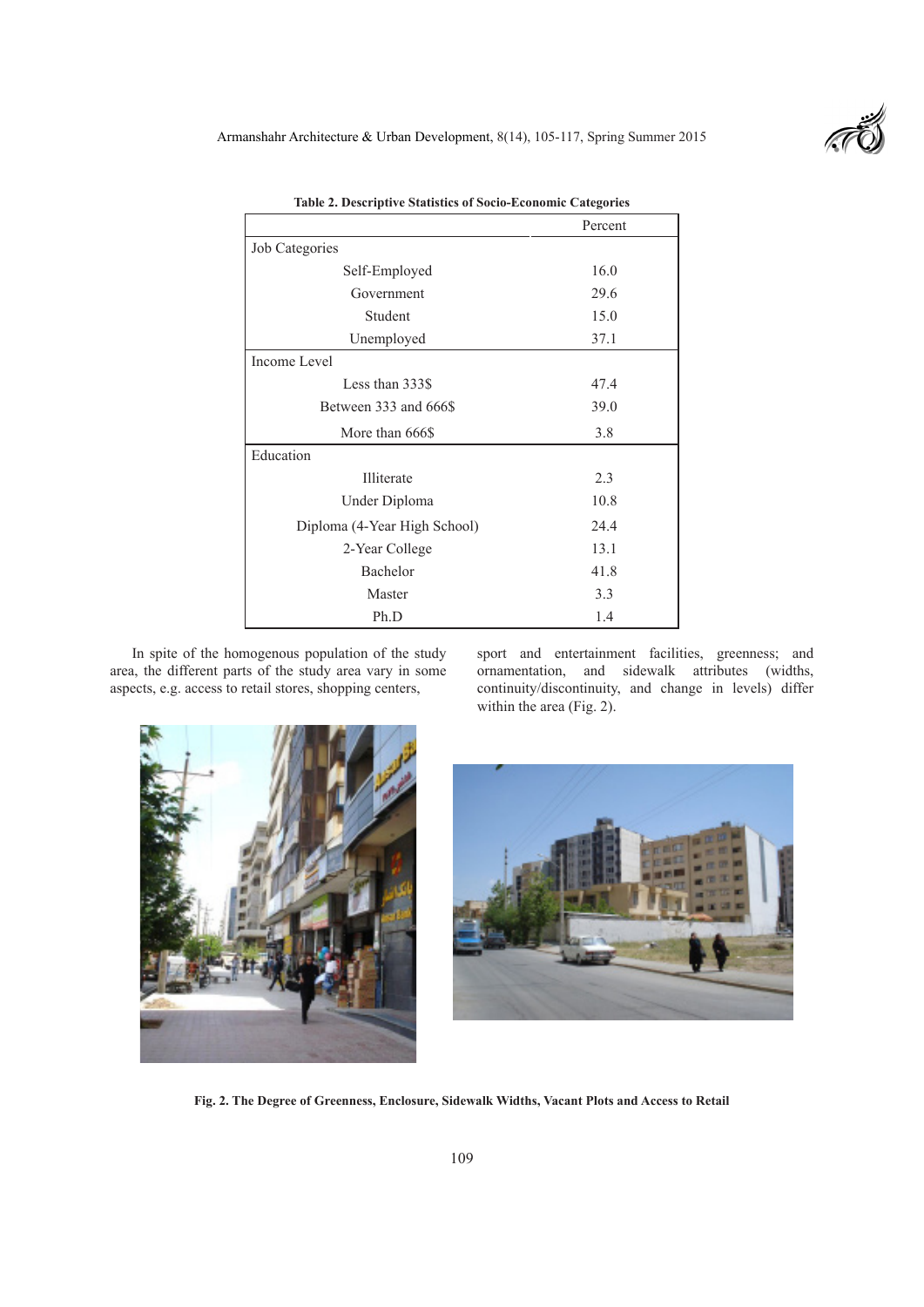Table 2. Descriptive Statistics of Socio-Economic Categories

| | Percent |
|---|---|
| Job Categories | |
| Self-Employed | 16.0 |
| Government | 29.6 |
| Student | 15.0 |
| Unemployed | 37.1 |
| Income Level | |
| Less than 333$ | 47.4 |
| Between 333 and 666$ | 39.0 |
| More than 666$ | 3.8 |
| Education | |
| Illiterate | 2.3 |
| Under Diploma | 10.8 |
| Diploma (4-Year High School) | 24.4 |
| 2-Year College | 13.1 |
| Bachelor | 41.8 |
| Master | 3.3 |
| Ph.D | 1.4 |

In spite of the homogenous population of the study area, the different parts of the study area vary in some aspects, e.g. access to retail stores, shopping centers, sport and entertainment facilities, greenness; and ornamentation, and sidewalk attributes (widths, continuity/discontinuity, and change in levels) differ within the area (Fig. 2).

Fig. 2. The Degree of Greenness, Enclosure, Sidewalk Widths, Vacant Plots and Access to Retail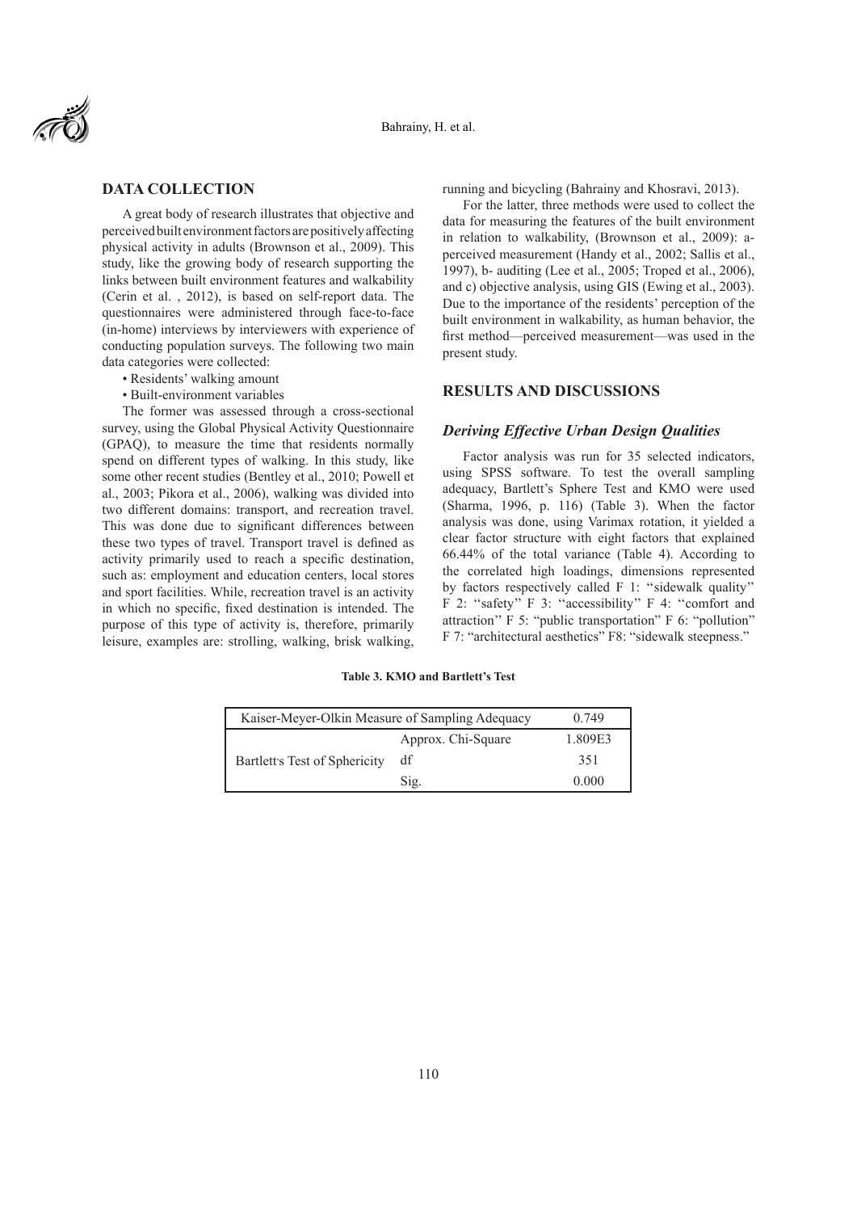## DATA COLLECTION

A great body of research illustrates that objective and perceived built environment factors are positively affecting physical activity in adults (Brownson et al., 2009). This study, like the growing body of research supporting the links between built environment features and walkability (Cerin et al. , 2012), is based on self-report data. The questionnaires were administered through face-to-face (in-home) interviews by interviewers with experience of conducting population surveys. The following two main data categories were collected:

- Residents' walking amount
- Built-environment variables

The former was assessed through a cross-sectional survey, using the Global Physical Activity Questionnaire (GPAQ), to measure the time that residents normally spend on different types of walking. In this study, like some other recent studies (Bentley et al., 2010; Powell et al., 2003; Pikora et al., 2006), walking was divided into two different domains: transport, and recreation travel. This was done due to significant differences between these two types of travel. Transport travel is defined as activity primarily used to reach a specific destination, such as: employment and education centers, local stores and sport facilities. While, recreation travel is an activity in which no specific, fixed destination is intended. The purpose of this type of activity is, therefore, primarily leisure, examples are: strolling, walking, brisk walking, running and bicycling (Bahrainy and Khosravi, 2013).

For the latter, three methods were used to collect the data for measuring the features of the built environment in relation to walkability, (Brownson et al., 2009): a- perceived measurement (Handy et al., 2002; Sallis et al., 1997), b- auditing (Lee et al., 2005; Troped et al., 2006), and c) objective analysis, using GIS (Ewing et al., 2003). Due to the importance of the residents' perception of the built environment in walkability, as human behavior, the first method—perceived measurement—was used in the present study.

## RESULTS AND DISCUSSIONS

### *Deriving Effective Urban Design Qualities*

Factor analysis was run for 35 selected indicators, using SPSS software. To test the overall sampling adequacy, Bartlett's Sphere Test and KMO were used (Sharma, 1996, p. 116) (Table 3). When the factor analysis was done, using Varimax rotation, it yielded a clear factor structure with eight factors that explained 66.44% of the total variance (Table 4). According to the correlated high loadings, dimensions represented by factors respectively called F 1: ''sidewalk quality'' F 2: ''safety'' F 3: ''accessibility'' F 4: ''comfort and attraction'' F 5: "public transportation" F 6: "pollution" F 7: "architectural aesthetics" F8: "sidewalk steepness."

**Table 3. KMO and Bartlett's Test**

| Kaiser-Meyer-Olkin Measure of Sampling Adequacy | | 0.749 |
|---|---|---|
| Bartlett's Test of Sphericity | Approx. Chi-Square | 1.809E3 |
| | df | 351 |
| | Sig. | 0.000 |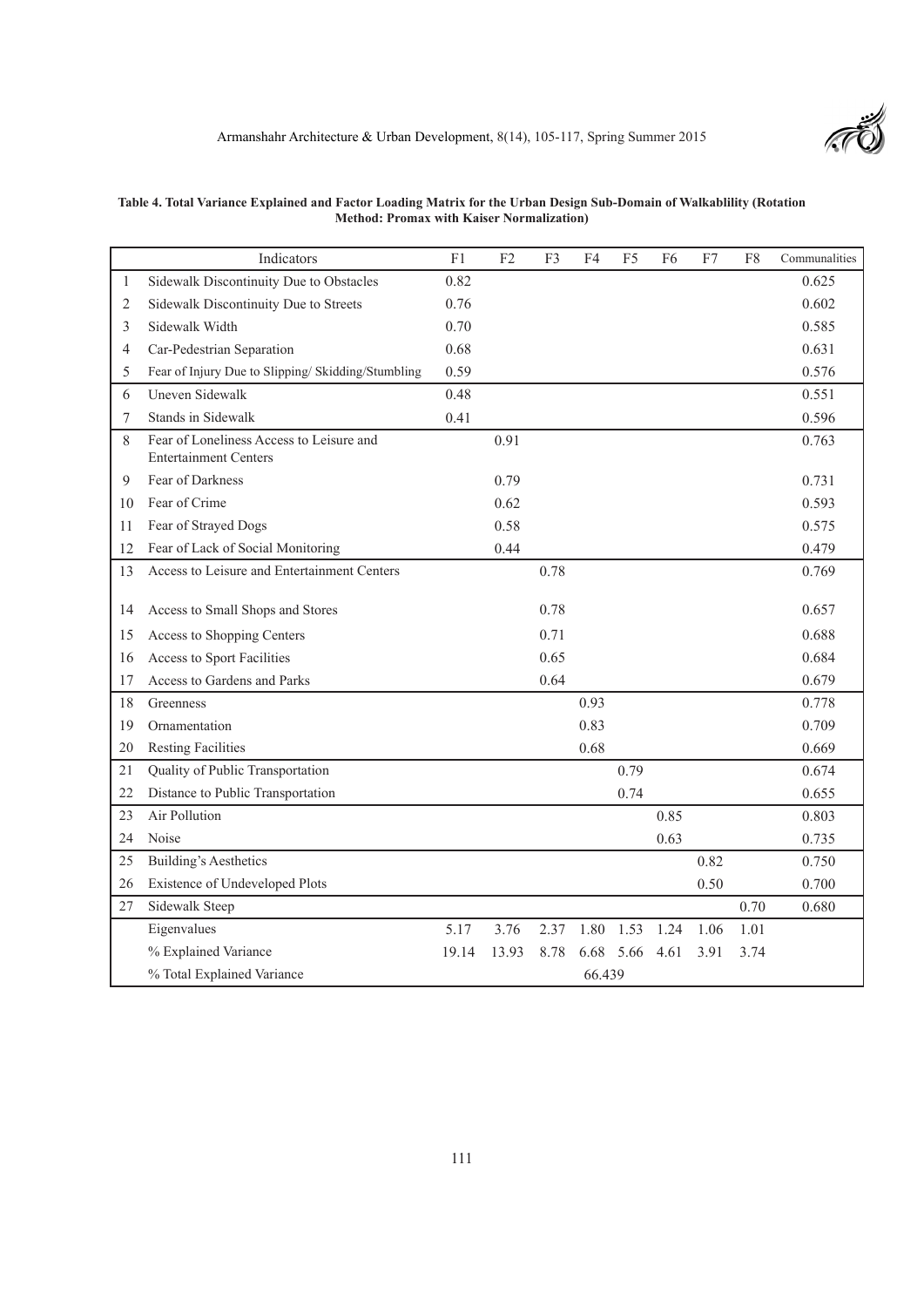**Table 4. Total Variance Explained and Factor Loading Matrix for the Urban Design Sub-Domain of Walkablility (Rotation Method: Promax with Kaiser Normalization)**

| | Indicators | F1 | F2 | F3 | F4 | F5 | F6 | F7 | F8 | Communalities |
|---|---|---|---|---|---|---|---|---|---|---|
| 1 | Sidewalk Discontinuity Due to Obstacles | 0.82 | | | | | | | | 0.625 |
| 2 | Sidewalk Discontinuity Due to Streets | 0.76 | | | | | | | | 0.602 |
| 3 | Sidewalk Width | 0.70 | | | | | | | | 0.585 |
| 4 | Car-Pedestrian Separation | 0.68 | | | | | | | | 0.631 |
| 5 | Fear of Injury Due to Slipping/ Skidding/Stumbling | 0.59 | | | | | | | | 0.576 |
| 6 | Uneven Sidewalk | 0.48 | | | | | | | | 0.551 |
| 7 | Stands in Sidewalk | 0.41 | | | | | | | | 0.596 |
| 8 | Fear of Loneliness Access to Leisure and Entertainment Centers | | 0.91 | | | | | | | 0.763 |
| 9 | Fear of Darkness | | 0.79 | | | | | | | 0.731 |
| 10 | Fear of Crime | | 0.62 | | | | | | | 0.593 |
| 11 | Fear of Strayed Dogs | | 0.58 | | | | | | | 0.575 |
| 12 | Fear of Lack of Social Monitoring | | 0.44 | | | | | | | 0.479 |
| 13 | Access to Leisure and Entertainment Centers | | | 0.78 | | | | | | 0.769 |
| 14 | Access to Small Shops and Stores | | | 0.78 | | | | | | 0.657 |
| 15 | Access to Shopping Centers | | | 0.71 | | | | | | 0.688 |
| 16 | Access to Sport Facilities | | | 0.65 | | | | | | 0.684 |
| 17 | Access to Gardens and Parks | | | 0.64 | | | | | | 0.679 |
| 18 | Greenness | | | | 0.93 | | | | | 0.778 |
| 19 | Ornamentation | | | | 0.83 | | | | | 0.709 |
| 20 | Resting Facilities | | | | 0.68 | | | | | 0.669 |
| 21 | Quality of Public Transportation | | | | | 0.79 | | | | 0.674 |
| 22 | Distance to Public Transportation | | | | | 0.74 | | | | 0.655 |
| 23 | Air Pollution | | | | | | 0.85 | | | 0.803 |
| 24 | Noise | | | | | | 0.63 | | | 0.735 |
| 25 | Building's Aesthetics | | | | | | | 0.82 | | 0.750 |
| 26 | Existence of Undeveloped Plots | | | | | | | 0.50 | | 0.700 |
| 27 | Sidewalk Steep | | | | | | | | 0.70 | 0.680 |
| | Eigenvalues | 5.17 | 3.76 | 2.37 | 1.80 | 1.53 | 1.24 | 1.06 | 1.01 | |
| | % Explained Variance | 19.14 | 13.93 | 8.78 | 6.68 | 5.66 | 4.61 | 3.91 | 3.74 | |
| | % Total Explained Variance | | | | 66.439 | | | | | |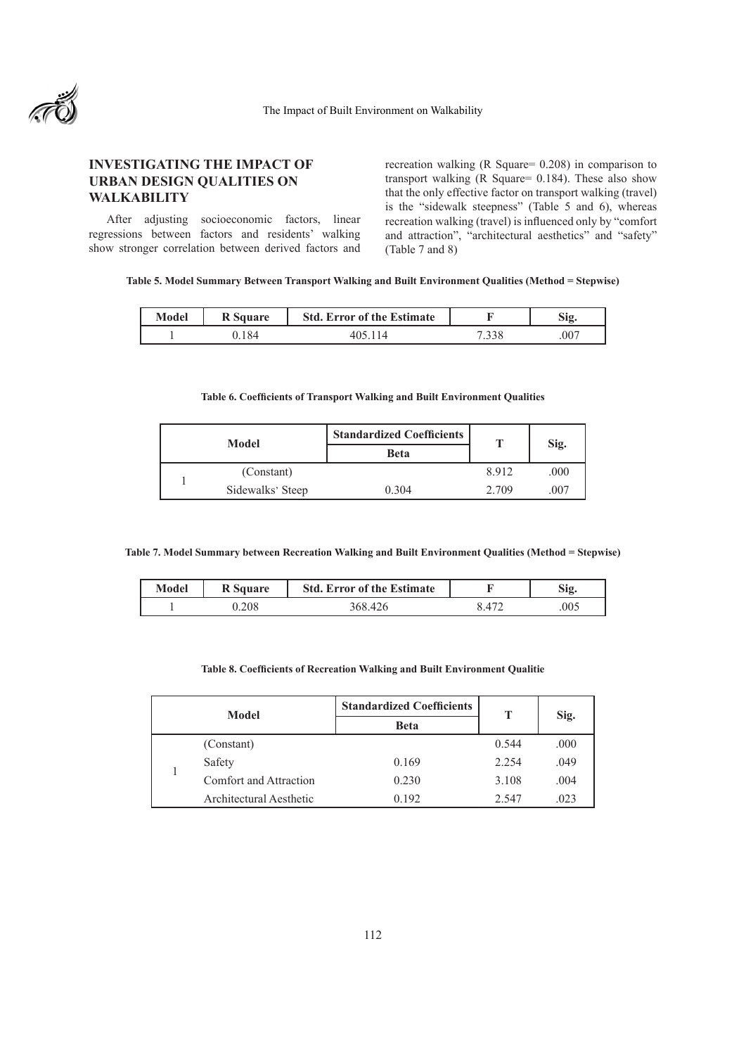## INVESTIGATING THE IMPACT OF URBAN DESIGN QUALITIES ON WALKABILITY

After adjusting socioeconomic factors, linear regressions between factors and residents' walking show stronger correlation between derived factors and recreation walking (R Square= 0.208) in comparison to transport walking (R Square= 0.184). These also show that the only effective factor on transport walking (travel) is the "sidewalk steepness" (Table 5 and 6), whereas recreation walking (travel) is influenced only by "comfort and attraction", "architectural aesthetics" and "safety" (Table 7 and 8)

**Table 5. Model Summary Between Transport Walking and Built Environment Qualities (Method = Stepwise)**

| Model | R Square | Std. Error of the Estimate | F | Sig. |
|---|---|---|---|---|
| 1 | 0.184 | 405.114 | 7.338 | .007 |

**Table 6. Coefficients of Transport Walking and Built Environment Qualities**

| Model | | Standardized Coefficients | T | Sig. |
|---|---|---|---|---|
| | | Beta | | |
| 1 | (Constant) | | 8.912 | .000 |
| | Sidewalks' Steep | 0.304 | 2.709 | .007 |

**Table 7. Model Summary between Recreation Walking and Built Environment Qualities (Method = Stepwise)**

| Model | R Square | Std. Error of the Estimate | F | Sig. |
|---|---|---|---|---|
| 1 | 0.208 | 368.426 | 8.472 | .005 |

**Table 8. Coefficients of Recreation Walking and Built Environment Qualitie**

| Model | | Standardized Coefficients | T | Sig. |
|---|---|---|---|---|
| | | Beta | | |
| 1 | (Constant) | | 0.544 | .000 |
| | Safety | 0.169 | 2.254 | .049 |
| | Comfort and Attraction | 0.230 | 3.108 | .004 |
| | Architectural Aesthetic | 0.192 | 2.547 | .023 |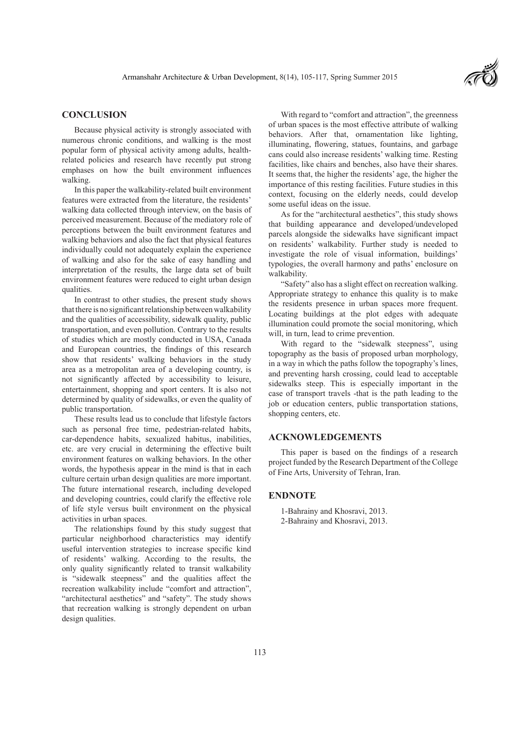## CONCLUSION

Because physical activity is strongly associated with numerous chronic conditions, and walking is the most popular form of physical activity among adults, health-related policies and research have recently put strong emphases on how the built environment influences walking.

In this paper the walkability-related built environment features were extracted from the literature, the residents' walking data collected through interview, on the basis of perceived measurement. Because of the mediatory role of perceptions between the built environment features and walking behaviors and also the fact that physical features individually could not adequately explain the experience of walking and also for the sake of easy handling and interpretation of the results, the large data set of built environment features were reduced to eight urban design qualities.

In contrast to other studies, the present study shows that there is no significant relationship between walkability and the qualities of accessibility, sidewalk quality, public transportation, and even pollution. Contrary to the results of studies which are mostly conducted in USA, Canada and European countries, the findings of this research show that residents' walking behaviors in the study area as a metropolitan area of a developing country, is not significantly affected by accessibility to leisure, entertainment, shopping and sport centers. It is also not determined by quality of sidewalks, or even the quality of public transportation.

These results lead us to conclude that lifestyle factors such as personal free time, pedestrian-related habits, car-dependence habits, sexualized habitus, inabilities, etc. are very crucial in determining the effective built environment features on walking behaviors. In the other words, the hypothesis appear in the mind is that in each culture certain urban design qualities are more important. The future international research, including developed and developing countries, could clarify the effective role of life style versus built environment on the physical activities in urban spaces.

The relationships found by this study suggest that particular neighborhood characteristics may identify useful intervention strategies to increase specific kind of residents' walking. According to the results, the only quality significantly related to transit walkability is "sidewalk steepness" and the qualities affect the recreation walkability include "comfort and attraction", "architectural aesthetics" and "safety". The study shows that recreation walking is strongly dependent on urban design qualities.

With regard to "comfort and attraction", the greenness of urban spaces is the most effective attribute of walking behaviors. After that, ornamentation like lighting, illuminating, flowering, statues, fountains, and garbage cans could also increase residents' walking time. Resting facilities, like chairs and benches, also have their shares. It seems that, the higher the residents' age, the higher the importance of this resting facilities. Future studies in this context, focusing on the elderly needs, could develop some useful ideas on the issue.

As for the "architectural aesthetics", this study shows that building appearance and developed/undeveloped parcels alongside the sidewalks have significant impact on residents' walkability. Further study is needed to investigate the role of visual information, buildings' typologies, the overall harmony and paths' enclosure on walkability.

"Safety" also has a slight effect on recreation walking. Appropriate strategy to enhance this quality is to make the residents presence in urban spaces more frequent. Locating buildings at the plot edges with adequate illumination could promote the social monitoring, which will, in turn, lead to crime prevention.

With regard to the "sidewalk steepness", using topography as the basis of proposed urban morphology, in a way in which the paths follow the topography's lines, and preventing harsh crossing, could lead to acceptable sidewalks steep. This is especially important in the case of transport travels -that is the path leading to the job or education centers, public transportation stations, shopping centers, etc.

## ACKNOWLEDGEMENTS

This paper is based on the findings of a research project funded by the Research Department of the College of Fine Arts, University of Tehran, Iran.

## ENDNOTE

1-Bahrainy and Khosravi, 2013.
2-Bahrainy and Khosravi, 2013.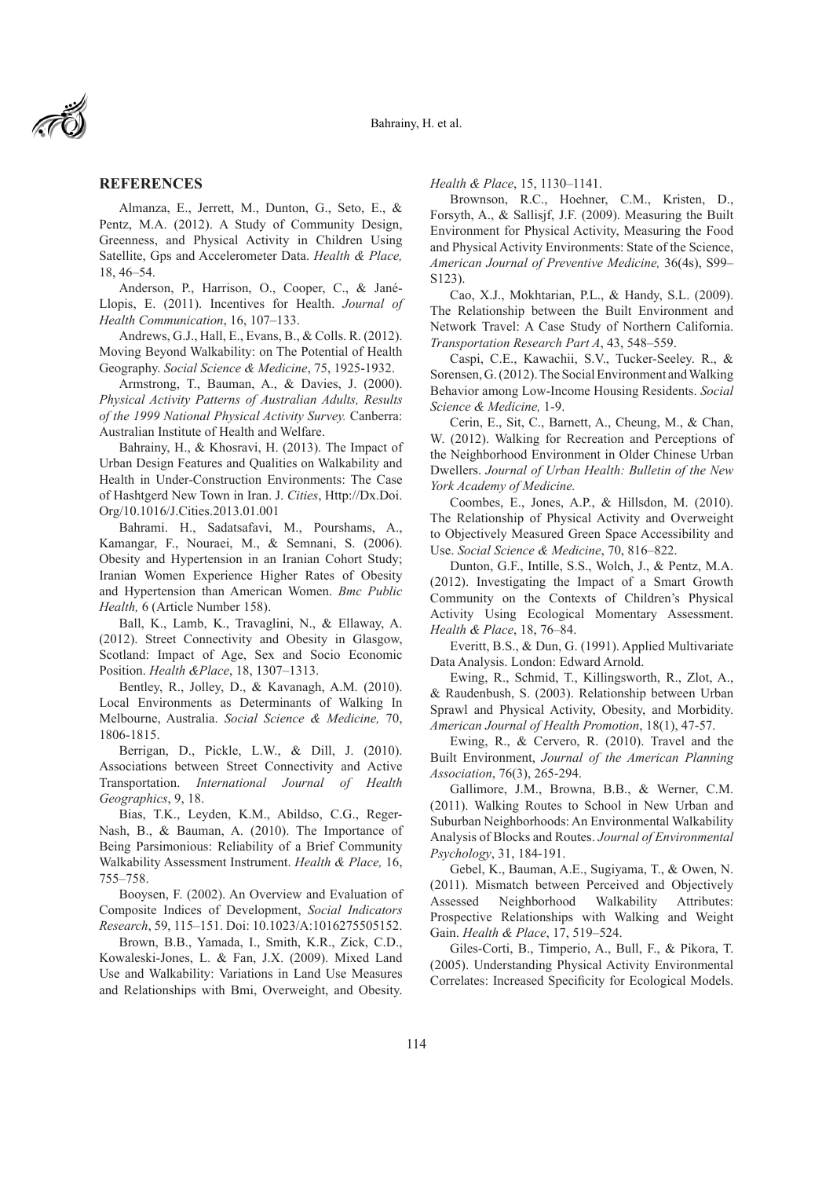## REFERENCES

Almanza, E., Jerrett, M., Dunton, G., Seto, E., & Pentz, M.A. (2012). A Study of Community Design, Greenness, and Physical Activity in Children Using Satellite, Gps and Accelerometer Data. *Health & Place,* 18, 46–54.

Anderson, P., Harrison, O., Cooper, C., & Jané-Llopis, E. (2011). Incentives for Health. *Journal of Health Communication*, 16, 107–133.

Andrews, G.J., Hall, E., Evans, B., & Colls. R. (2012). Moving Beyond Walkability: on The Potential of Health Geography. *Social Science & Medicine*, 75, 1925-1932.

Armstrong, T., Bauman, A., & Davies, J. (2000). *Physical Activity Patterns of Australian Adults, Results of the 1999 National Physical Activity Survey.* Canberra: Australian Institute of Health and Welfare.

Bahrainy, H., & Khosravi, H. (2013). The Impact of Urban Design Features and Qualities on Walkability and Health in Under-Construction Environments: The Case of Hashtgerd New Town in Iran. J. *Cities*, Http://Dx.Doi.Org/10.1016/J.Cities.2013.01.001

Bahrami. H., Sadatsafavi, M., Pourshams, A., Kamangar, F., Nouraei, M., & Semnani, S. (2006). Obesity and Hypertension in an Iranian Cohort Study; Iranian Women Experience Higher Rates of Obesity and Hypertension than American Women. *Bmc Public Health,* 6 (Article Number 158).

Ball, K., Lamb, K., Travaglini, N., & Ellaway, A. (2012). Street Connectivity and Obesity in Glasgow, Scotland: Impact of Age, Sex and Socio Economic Position. *Health &Place*, 18, 1307–1313.

Bentley, R., Jolley, D., & Kavanagh, A.M. (2010). Local Environments as Determinants of Walking In Melbourne, Australia. *Social Science & Medicine,* 70, 1806-1815.

Berrigan, D., Pickle, L.W., & Dill, J. (2010). Associations between Street Connectivity and Active Transportation. *International Journal of Health Geographics*, 9, 18.

Bias, T.K., Leyden, K.M., Abildso, C.G., Reger-Nash, B., & Bauman, A. (2010). The Importance of Being Parsimonious: Reliability of a Brief Community Walkability Assessment Instrument. *Health & Place,* 16, 755–758.

Booysen, F. (2002). An Overview and Evaluation of Composite Indices of Development, *Social Indicators Research*, 59, 115–151. Doi: 10.1023/A:1016275505152.

Brown, B.B., Yamada, I., Smith, K.R., Zick, C.D., Kowaleski-Jones, L. & Fan, J.X. (2009). Mixed Land Use and Walkability: Variations in Land Use Measures and Relationships with Bmi, Overweight, and Obesity. *Health & Place*, 15, 1130–1141.

Brownson, R.C., Hoehner, C.M., Kristen, D., Forsyth, A., & Sallisjf, J.F. (2009). Measuring the Built Environment for Physical Activity, Measuring the Food and Physical Activity Environments: State of the Science, *American Journal of Preventive Medicine,* 36(4s), S99–S123).

Cao, X.J., Mokhtarian, P.L., & Handy, S.L. (2009). The Relationship between the Built Environment and Network Travel: A Case Study of Northern California. *Transportation Research Part A*, 43, 548–559.

Caspi, C.E., Kawachii, S.V., Tucker-Seeley. R., & Sorensen, G. (2012). The Social Environment and Walking Behavior among Low-Income Housing Residents. *Social Science & Medicine,* 1-9.

Cerin, E., Sit, C., Barnett, A., Cheung, M., & Chan, W. (2012). Walking for Recreation and Perceptions of the Neighborhood Environment in Older Chinese Urban Dwellers. *Journal of Urban Health: Bulletin of the New York Academy of Medicine.*

Coombes, E., Jones, A.P., & Hillsdon, M. (2010). The Relationship of Physical Activity and Overweight to Objectively Measured Green Space Accessibility and Use. *Social Science & Medicine*, 70, 816–822.

Dunton, G.F., Intille, S.S., Wolch, J., & Pentz, M.A. (2012). Investigating the Impact of a Smart Growth Community on the Contexts of Children's Physical Activity Using Ecological Momentary Assessment. *Health & Place*, 18, 76–84.

Everitt, B.S., & Dun, G. (1991). Applied Multivariate Data Analysis. London: Edward Arnold.

Ewing, R., Schmid, T., Killingsworth, R., Zlot, A., & Raudenbush, S. (2003). Relationship between Urban Sprawl and Physical Activity, Obesity, and Morbidity. *American Journal of Health Promotion*, 18(1), 47-57.

Ewing, R., & Cervero, R. (2010). Travel and the Built Environment, *Journal of the American Planning Association*, 76(3), 265-294.

Gallimore, J.M., Browna, B.B., & Werner, C.M. (2011). Walking Routes to School in New Urban and Suburban Neighborhoods: An Environmental Walkability Analysis of Blocks and Routes. *Journal of Environmental Psychology*, 31, 184-191.

Gebel, K., Bauman, A.E., Sugiyama, T., & Owen, N. (2011). Mismatch between Perceived and Objectively Assessed Neighborhood Walkability Attributes: Prospective Relationships with Walking and Weight Gain. *Health & Place*, 17, 519–524.

Giles-Corti, B., Timperio, A., Bull, F., & Pikora, T. (2005). Understanding Physical Activity Environmental Correlates: Increased Specificity for Ecological Models.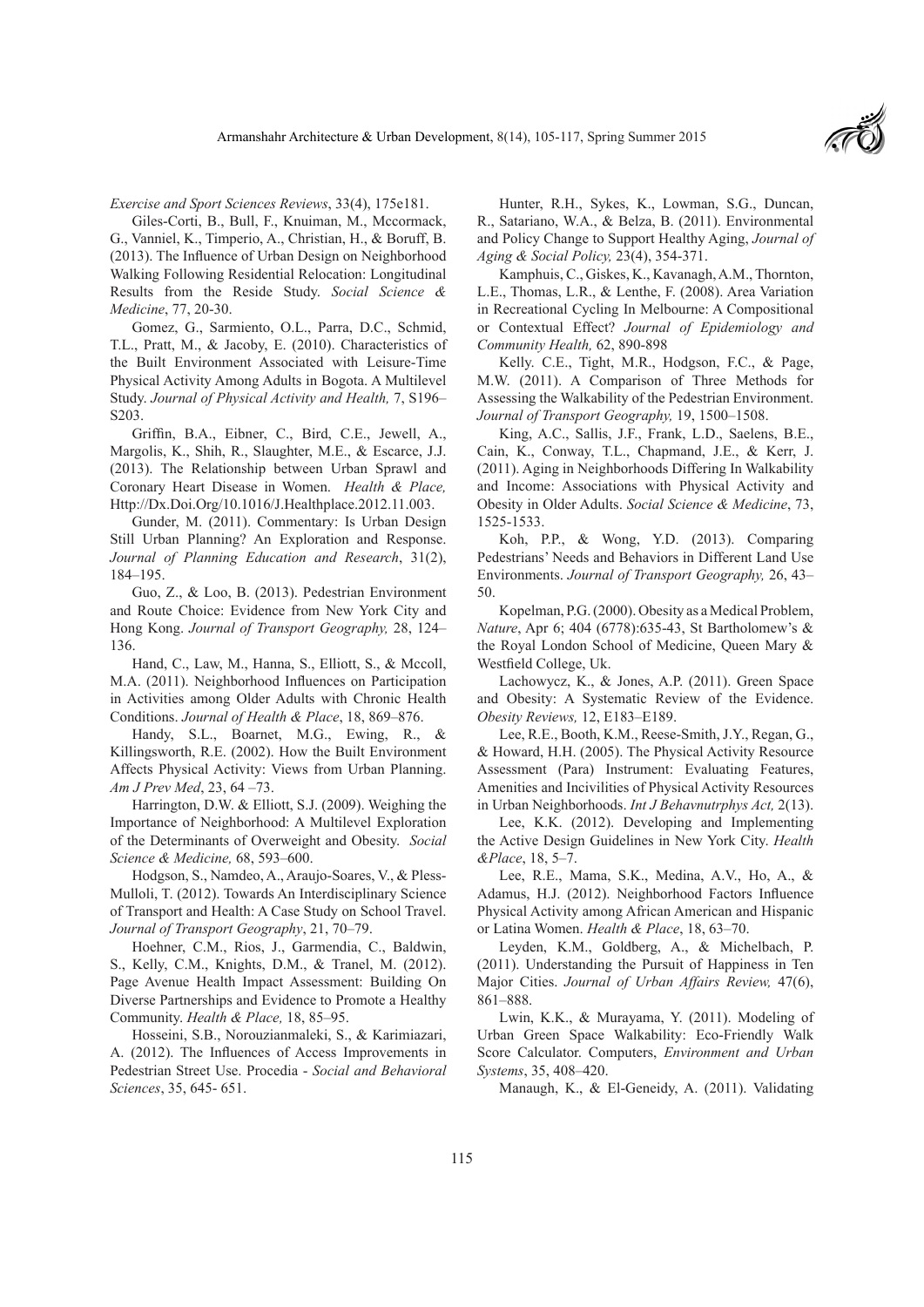*Exercise and Sport Sciences Reviews*, 33(4), 175e181.

Giles-Corti, B., Bull, F., Knuiman, M., Mccormack, G., Vanniel, K., Timperio, A., Christian, H., & Boruff, B. (2013). The Influence of Urban Design on Neighborhood Walking Following Residential Relocation: Longitudinal Results from the Reside Study. *Social Science & Medicine*, 77, 20-30.

Gomez, G., Sarmiento, O.L., Parra, D.C., Schmid, T.L., Pratt, M., & Jacoby, E. (2010). Characteristics of the Built Environment Associated with Leisure-Time Physical Activity Among Adults in Bogota. A Multilevel Study. *Journal of Physical Activity and Health,* 7, S196–S203.

Griffin, B.A., Eibner, C., Bird, C.E., Jewell, A., Margolis, K., Shih, R., Slaughter, M.E., & Escarce, J.J. (2013). The Relationship between Urban Sprawl and Coronary Heart Disease in Women. *Health & Place,* Http://Dx.Doi.Org/10.1016/J.Healthplace.2012.11.003.

Gunder, M. (2011). Commentary: Is Urban Design Still Urban Planning? An Exploration and Response. *Journal of Planning Education and Research*, 31(2), 184–195.

Guo, Z., & Loo, B. (2013). Pedestrian Environment and Route Choice: Evidence from New York City and Hong Kong. *Journal of Transport Geography,* 28, 124–136.

Hand, C., Law, M., Hanna, S., Elliott, S., & Mccoll, M.A. (2011). Neighborhood Influences on Participation in Activities among Older Adults with Chronic Health Conditions. *Journal of Health & Place*, 18, 869–876.

Handy, S.L., Boarnet, M.G., Ewing, R., & Killingsworth, R.E. (2002). How the Built Environment Affects Physical Activity: Views from Urban Planning. *Am J Prev Med*, 23, 64 –73.

Harrington, D.W. & Elliott, S.J. (2009). Weighing the Importance of Neighborhood: A Multilevel Exploration of the Determinants of Overweight and Obesity. *Social Science & Medicine,* 68, 593–600.

Hodgson, S., Namdeo, A., Araujo-Soares, V., & Pless-Mulloli, T. (2012). Towards An Interdisciplinary Science of Transport and Health: A Case Study on School Travel. *Journal of Transport Geography*, 21, 70–79.

Hoehner, C.M., Rios, J., Garmendia, C., Baldwin, S., Kelly, C.M., Knights, D.M., & Tranel, M. (2012). Page Avenue Health Impact Assessment: Building On Diverse Partnerships and Evidence to Promote a Healthy Community. *Health & Place,* 18, 85–95.

Hosseini, S.B., Norouzianmaleki, S., & Karimiazari, A. (2012). The Influences of Access Improvements in Pedestrian Street Use. Procedia - *Social and Behavioral Sciences*, 35, 645- 651.

Hunter, R.H., Sykes, K., Lowman, S.G., Duncan, R., Satariano, W.A., & Belza, B. (2011). Environmental and Policy Change to Support Healthy Aging, *Journal of Aging & Social Policy,* 23(4), 354-371.

Kamphuis, C., Giskes, K., Kavanagh, A.M., Thornton, L.E., Thomas, L.R., & Lenthe, F. (2008). Area Variation in Recreational Cycling In Melbourne: A Compositional or Contextual Effect? *Journal of Epidemiology and Community Health,* 62, 890-898

Kelly. C.E., Tight, M.R., Hodgson, F.C., & Page, M.W. (2011). A Comparison of Three Methods for Assessing the Walkability of the Pedestrian Environment. *Journal of Transport Geography,* 19, 1500–1508.

King, A.C., Sallis, J.F., Frank, L.D., Saelens, B.E., Cain, K., Conway, T.L., Chapmand, J.E., & Kerr, J. (2011). Aging in Neighborhoods Differing In Walkability and Income: Associations with Physical Activity and Obesity in Older Adults. *Social Science & Medicine*, 73, 1525-1533.

Koh, P.P., & Wong, Y.D. (2013). Comparing Pedestrians' Needs and Behaviors in Different Land Use Environments. *Journal of Transport Geography,* 26, 43–50.

Kopelman, P.G. (2000). Obesity as a Medical Problem, *Nature*, Apr 6; 404 (6778):635-43, St Bartholomew's & the Royal London School of Medicine, Queen Mary & Westfield College, Uk.

Lachowycz, K., & Jones, A.P. (2011). Green Space and Obesity: A Systematic Review of the Evidence. *Obesity Reviews,* 12, E183–E189.

Lee, R.E., Booth, K.M., Reese-Smith, J.Y., Regan, G., & Howard, H.H. (2005). The Physical Activity Resource Assessment (Para) Instrument: Evaluating Features, Amenities and Incivilities of Physical Activity Resources in Urban Neighborhoods. *Int J Behavnutrphys Act,* 2(13).

Lee, K.K. (2012). Developing and Implementing the Active Design Guidelines in New York City. *Health &Place*, 18, 5–7.

Lee, R.E., Mama, S.K., Medina, A.V., Ho, A., & Adamus, H.J. (2012). Neighborhood Factors Influence Physical Activity among African American and Hispanic or Latina Women. *Health & Place*, 18, 63–70.

Leyden, K.M., Goldberg, A., & Michelbach, P. (2011). Understanding the Pursuit of Happiness in Ten Major Cities. *Journal of Urban Affairs Review,* 47(6), 861–888.

Lwin, K.K., & Murayama, Y. (2011). Modeling of Urban Green Space Walkability: Eco-Friendly Walk Score Calculator. Computers, *Environment and Urban Systems*, 35, 408–420.

Manaugh, K., & El-Geneidy, A. (2011). Validating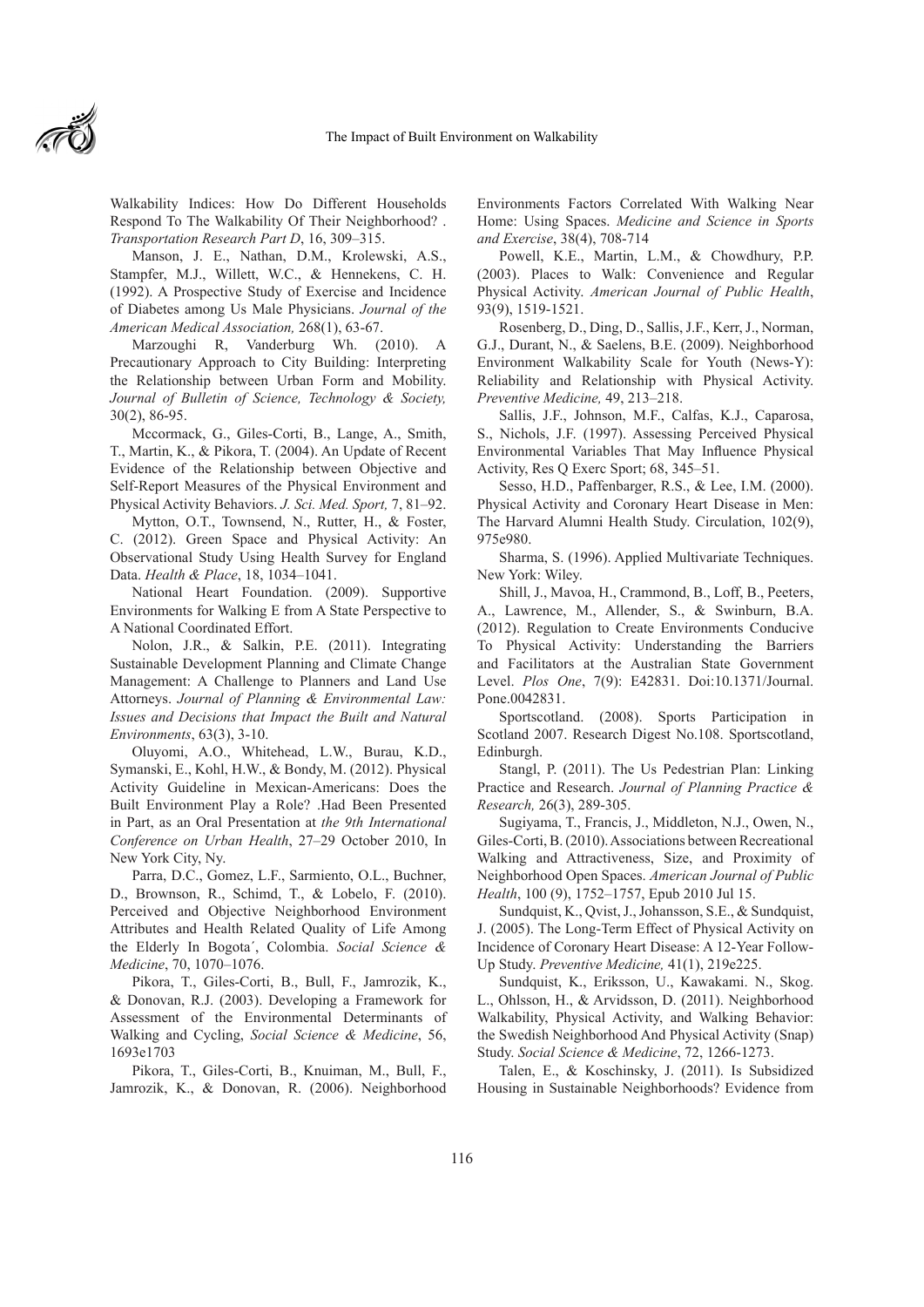Walkability Indices: How Do Different Households Respond To The Walkability Of Their Neighborhood? . *Transportation Research Part D*, 16, 309–315.

Manson, J. E., Nathan, D.M., Krolewski, A.S., Stampfer, M.J., Willett, W.C., & Hennekens, C. H. (1992). A Prospective Study of Exercise and Incidence of Diabetes among Us Male Physicians. *Journal of the American Medical Association,* 268(1), 63-67.

Marzoughi R, Vanderburg Wh. (2010). A Precautionary Approach to City Building: Interpreting the Relationship between Urban Form and Mobility. *Journal of Bulletin of Science, Technology & Society,* 30(2), 86-95.

Mccormack, G., Giles-Corti, B., Lange, A., Smith, T., Martin, K., & Pikora, T. (2004). An Update of Recent Evidence of the Relationship between Objective and Self-Report Measures of the Physical Environment and Physical Activity Behaviors. *J. Sci. Med. Sport,* 7, 81–92.

Mytton, O.T., Townsend, N., Rutter, H., & Foster, C. (2012). Green Space and Physical Activity: An Observational Study Using Health Survey for England Data. *Health & Place*, 18, 1034–1041.

National Heart Foundation. (2009). Supportive Environments for Walking E from A State Perspective to A National Coordinated Effort.

Nolon, J.R., & Salkin, P.E. (2011). Integrating Sustainable Development Planning and Climate Change Management: A Challenge to Planners and Land Use Attorneys. *Journal of Planning & Environmental Law: Issues and Decisions that Impact the Built and Natural Environments*, 63(3), 3-10.

Oluyomi, A.O., Whitehead, L.W., Burau, K.D., Symanski, E., Kohl, H.W., & Bondy, M. (2012). Physical Activity Guideline in Mexican-Americans: Does the Built Environment Play a Role? .Had Been Presented in Part, as an Oral Presentation at *the 9th International Conference on Urban Health*, 27–29 October 2010, In New York City, Ny.

Parra, D.C., Gomez, L.F., Sarmiento, O.L., Buchner, D., Brownson, R., Schimd, T., & Lobelo, F. (2010). Perceived and Objective Neighborhood Environment Attributes and Health Related Quality of Life Among the Elderly In Bogota´, Colombia. *Social Science & Medicine*, 70, 1070–1076.

Pikora, T., Giles-Corti, B., Bull, F., Jamrozik, K., & Donovan, R.J. (2003). Developing a Framework for Assessment of the Environmental Determinants of Walking and Cycling, *Social Science & Medicine*, 56, 1693e1703

Pikora, T., Giles-Corti, B., Knuiman, M., Bull, F., Jamrozik, K., & Donovan, R. (2006). Neighborhood Environments Factors Correlated With Walking Near Home: Using Spaces. *Medicine and Science in Sports and Exercise*, 38(4), 708-714

Powell, K.E., Martin, L.M., & Chowdhury, P.P. (2003). Places to Walk: Convenience and Regular Physical Activity. *American Journal of Public Health*, 93(9), 1519-1521.

Rosenberg, D., Ding, D., Sallis, J.F., Kerr, J., Norman, G.J., Durant, N., & Saelens, B.E. (2009). Neighborhood Environment Walkability Scale for Youth (News-Y): Reliability and Relationship with Physical Activity. *Preventive Medicine,* 49, 213–218.

Sallis, J.F., Johnson, M.F., Calfas, K.J., Caparosa, S., Nichols, J.F. (1997). Assessing Perceived Physical Environmental Variables That May Influence Physical Activity, Res Q Exerc Sport; 68, 345–51.

Sesso, H.D., Paffenbarger, R.S., & Lee, I.M. (2000). Physical Activity and Coronary Heart Disease in Men: The Harvard Alumni Health Study. Circulation, 102(9), 975e980.

Sharma, S. (1996). Applied Multivariate Techniques. New York: Wiley.

Shill, J., Mavoa, H., Crammond, B., Loff, B., Peeters, A., Lawrence, M., Allender, S., & Swinburn, B.A. (2012). Regulation to Create Environments Conducive To Physical Activity: Understanding the Barriers and Facilitators at the Australian State Government Level. *Plos One*, 7(9): E42831. Doi:10.1371/Journal. Pone.0042831.

Sportscotland. (2008). Sports Participation in Scotland 2007. Research Digest No.108. Sportscotland, Edinburgh.

Stangl, P. (2011). The Us Pedestrian Plan: Linking Practice and Research. *Journal of Planning Practice & Research,* 26(3), 289-305.

Sugiyama, T., Francis, J., Middleton, N.J., Owen, N., Giles-Corti, B. (2010). Associations between Recreational Walking and Attractiveness, Size, and Proximity of Neighborhood Open Spaces. *American Journal of Public Health*, 100 (9), 1752–1757, Epub 2010 Jul 15.

Sundquist, K., Qvist, J., Johansson, S.E., & Sundquist, J. (2005). The Long-Term Effect of Physical Activity on Incidence of Coronary Heart Disease: A 12-Year Follow-Up Study. *Preventive Medicine,* 41(1), 219e225.

Sundquist, K., Eriksson, U., Kawakami. N., Skog. L., Ohlsson, H., & Arvidsson, D. (2011). Neighborhood Walkability, Physical Activity, and Walking Behavior: the Swedish Neighborhood And Physical Activity (Snap) Study. *Social Science & Medicine*, 72, 1266-1273.

Talen, E., & Koschinsky, J. (2011). Is Subsidized Housing in Sustainable Neighborhoods? Evidence from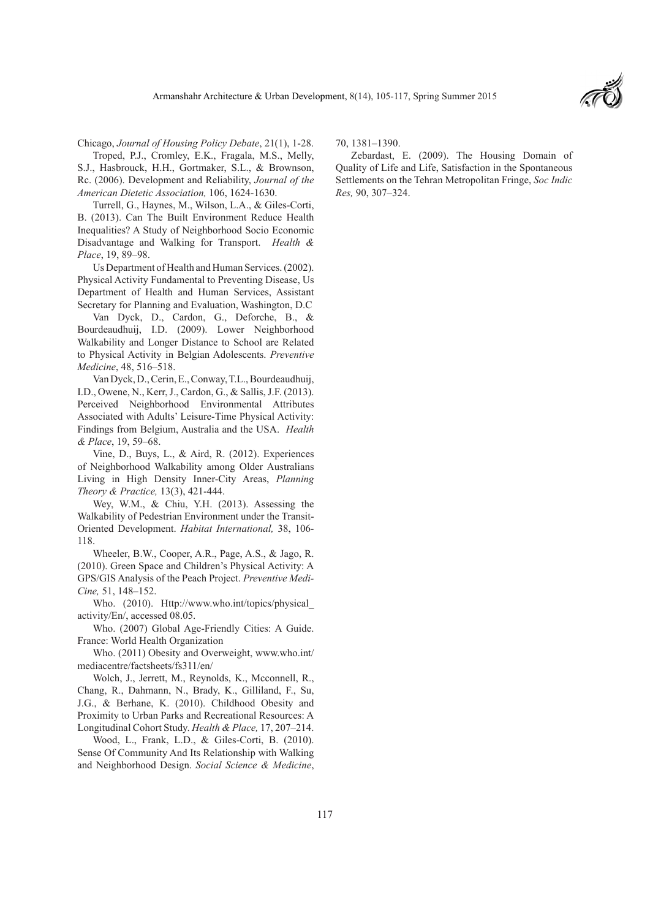Chicago, *Journal of Housing Policy Debate*, 21(1), 1-28.

Troped, P.J., Cromley, E.K., Fragala, M.S., Melly, S.J., Hasbrouck, H.H., Gortmaker, S.L., & Brownson, Rc. (2006). Development and Reliability, *Journal of the American Dietetic Association,* 106, 1624-1630.

Turrell, G., Haynes, M., Wilson, L.A., & Giles-Corti, B. (2013). Can The Built Environment Reduce Health Inequalities? A Study of Neighborhood Socio Economic Disadvantage and Walking for Transport. *Health & Place*, 19, 89–98.

Us Department of Health and Human Services. (2002). Physical Activity Fundamental to Preventing Disease, Us Department of Health and Human Services, Assistant Secretary for Planning and Evaluation, Washington, D.C

Van Dyck, D., Cardon, G., Deforche, B., & Bourdeaudhuij, I.D. (2009). Lower Neighborhood Walkability and Longer Distance to School are Related to Physical Activity in Belgian Adolescents. *Preventive Medicine*, 48, 516–518.

Van Dyck, D., Cerin, E., Conway, T.L., Bourdeaudhuij, I.D., Owene, N., Kerr, J., Cardon, G., & Sallis, J.F. (2013). Perceived Neighborhood Environmental Attributes Associated with Adults' Leisure-Time Physical Activity: Findings from Belgium, Australia and the USA. *Health & Place*, 19, 59–68.

Vine, D., Buys, L., & Aird, R. (2012). Experiences of Neighborhood Walkability among Older Australians Living in High Density Inner-City Areas, *Planning Theory & Practice,* 13(3), 421-444.

Wey, W.M., & Chiu, Y.H. (2013). Assessing the Walkability of Pedestrian Environment under the Transit-Oriented Development. *Habitat International,* 38, 106-118.

Wheeler, B.W., Cooper, A.R., Page, A.S., & Jago, R. (2010). Green Space and Children's Physical Activity: A GPS/GIS Analysis of the Peach Project. *Preventive Medi-Cine,* 51, 148–152.

Who. (2010). Http://www.who.int/topics/physical_activity/En/, accessed 08.05.

Who. (2007) Global Age-Friendly Cities: A Guide. France: World Health Organization

Who. (2011) Obesity and Overweight, www.who.int/mediacentre/factsheets/fs311/en/

Wolch, J., Jerrett, M., Reynolds, K., Mcconnell, R., Chang, R., Dahmann, N., Brady, K., Gilliland, F., Su, J.G., & Berhane, K. (2010). Childhood Obesity and Proximity to Urban Parks and Recreational Resources: A Longitudinal Cohort Study. *Health & Place,* 17, 207–214.

Wood, L., Frank, L.D., & Giles-Corti, B. (2010). Sense Of Community And Its Relationship with Walking and Neighborhood Design. *Social Science & Medicine*, 70, 1381–1390.

Zebardast, E. (2009). The Housing Domain of Quality of Life and Life, Satisfaction in the Spontaneous Settlements on the Tehran Metropolitan Fringe, *Soc Indic Res,* 90, 307–324.